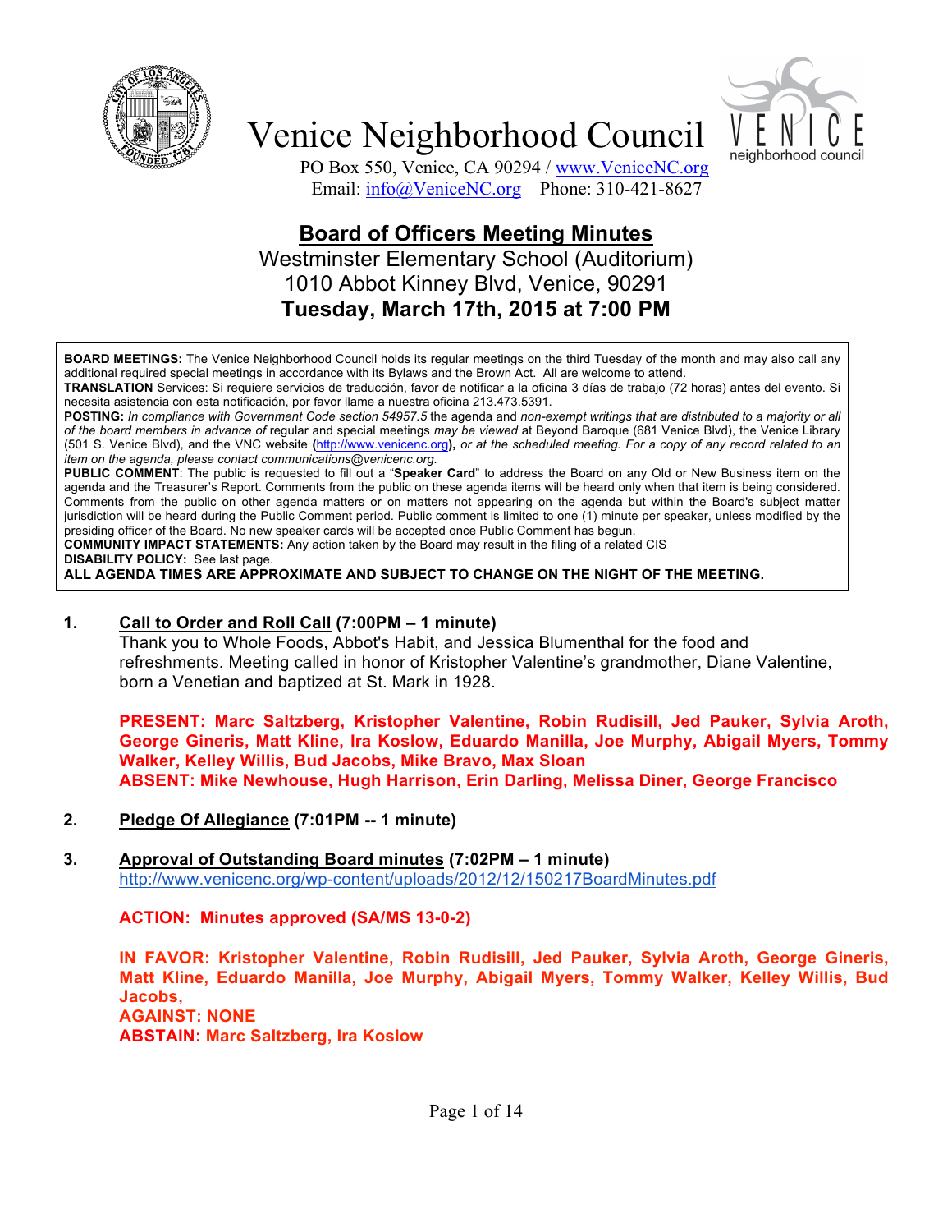# Venice Neighborhood Council

PO Box 550, Venice, CA 90294 / www.VeniceNC.org
Email: info@VeniceNC.org Phone: 310-421-8627

## Board of Officers Meeting Minutes

Westminster Elementary School (Auditorium)
1010 Abbot Kinney Blvd, Venice, 90291
**Tuesday, March 17th, 2015 at 7:00 PM**

**BOARD MEETINGS:** The Venice Neighborhood Council holds its regular meetings on the third Tuesday of the month and may also call any additional required special meetings in accordance with its Bylaws and the Brown Act. All are welcome to attend.
**TRANSLATION** Services: Si requiere servicios de traducción, favor de notificar a la oficina 3 días de trabajo (72 horas) antes del evento. Si necesita asistencia con esta notificación, por favor llame a nuestra oficina 213.473.5391.
**POSTING:** *In compliance with Government Code section 54957.5* the agenda and *non-exempt writings that are distributed to a majority or all of the board members in advance of* regular and special meetings *may be viewed* at Beyond Baroque (681 Venice Blvd), the Venice Library (501 S. Venice Blvd), and the VNC website **(**http://www.venicenc.org**)**, *or at the scheduled meeting. For a copy of any record related to an item on the agenda, please contact communications@venicenc.org.*
**PUBLIC COMMENT**: The public is requested to fill out a "**Speaker Card**" to address the Board on any Old or New Business item on the agenda and the Treasurer's Report. Comments from the public on these agenda items will be heard only when that item is being considered. Comments from the public on other agenda matters or on matters not appearing on the agenda but within the Board's subject matter jurisdiction will be heard during the Public Comment period. Public comment is limited to one (1) minute per speaker, unless modified by the presiding officer of the Board. No new speaker cards will be accepted once Public Comment has begun.
**COMMUNITY IMPACT STATEMENTS:** Any action taken by the Board may result in the filing of a related CIS
**DISABILITY POLICY:** See last page.
**ALL AGENDA TIMES ARE APPROXIMATE AND SUBJECT TO CHANGE ON THE NIGHT OF THE MEETING.**

**1. Call to Order and Roll Call (7:00PM – 1 minute)**

Thank you to Whole Foods, Abbot's Habit, and Jessica Blumenthal for the food and refreshments. Meeting called in honor of Kristopher Valentine's grandmother, Diane Valentine, born a Venetian and baptized at St. Mark in 1928.

**PRESENT: Marc Saltzberg, Kristopher Valentine, Robin Rudisill, Jed Pauker, Sylvia Aroth, George Gineris, Ira Koslow, Eduardo Manilla, Joe Murphy, Abigail Myers, Tommy Walker, Kelley Willis, Bud Jacobs, Mike Bravo, Max Sloan**
**ABSENT: Mike Newhouse, Hugh Harrison, Erin Darling, Melissa Diner, George Francisco**

**2. Pledge Of Allegiance (7:01PM -- 1 minute)**

**3. Approval of Outstanding Board minutes (7:02PM – 1 minute)**

http://www.venicenc.org/wp-content/uploads/2012/12/150217BoardMinutes.pdf

**ACTION: Minutes approved (SA/MS 13-0-2)**

**IN FAVOR: Kristopher Valentine, Robin Rudisill, Jed Pauker, Sylvia Aroth, George Gineris, Matt Kline, Eduardo Manilla, Joe Murphy, Abigail Myers, Tommy Walker, Kelley Willis, Bud Jacobs,**
**AGAINST: NONE**
**ABSTAIN: Marc Saltzberg, Ira Koslow**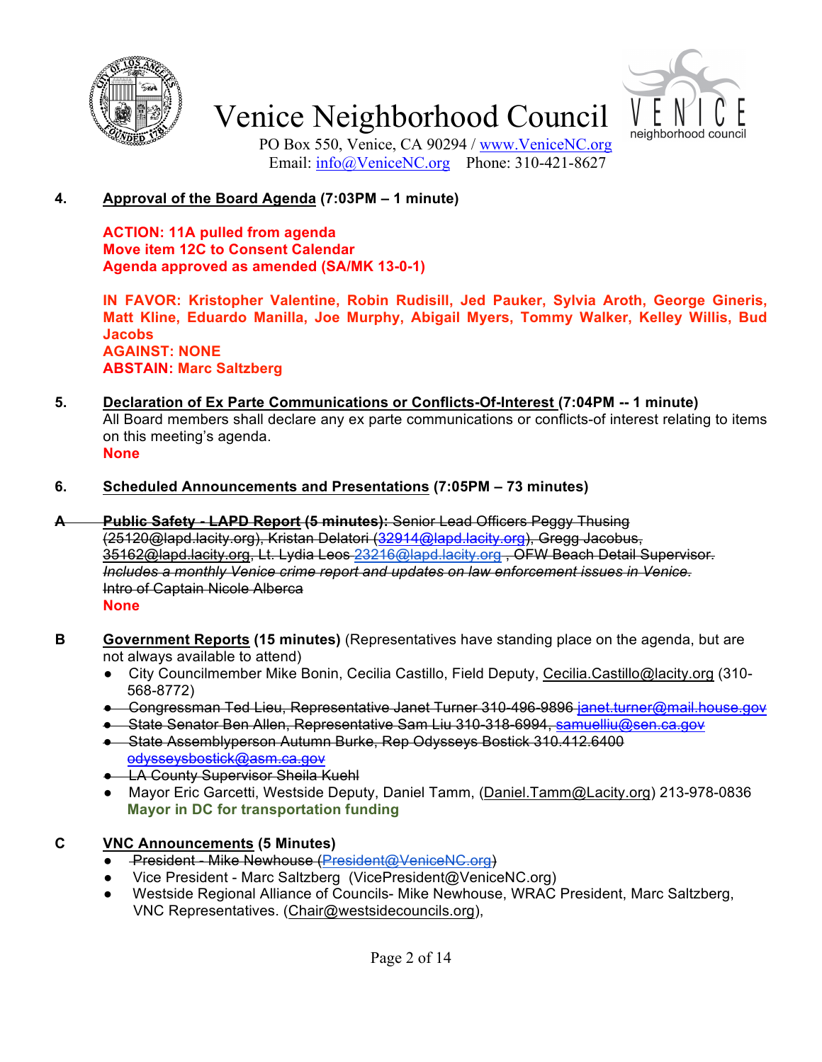# Venice Neighborhood Council

PO Box 550, Venice, CA 90294 / www.VeniceNC.org
Email: info@VeniceNC.org Phone: 310-421-8627

**4. Approval of the Board Agenda (7:03PM – 1 minute)**

**ACTION: 11A pulled from agenda**
**Move item 12C to Consent Calendar**
**Agenda approved as amended (SA/MK 13-0-1)**

**IN FAVOR: Kristopher Valentine, Robin Rudisill, Jed Pauker, Sylvia Aroth, George Gineris, Matt Kline, Eduardo Manilla, Joe Murphy, Abigail Myers, Tommy Walker, Kelley Willis, Bud Jacobs**
**AGAINST: NONE**
**ABSTAIN: Marc Saltzberg**

**5. Declaration of Ex Parte Communications or Conflicts-Of-Interest (7:04PM -- 1 minute)**
All Board members shall declare any ex parte communications or conflicts-of interest relating to items on this meeting's agenda.
**None**

**6. Scheduled Announcements and Presentations (7:05PM – 73 minutes)**

~~**A Public Safety - LAPD Report (5 minutes):** Senior Lead Officers Peggy Thusing (25120@lapd.lacity.org), Kristan Delatori (32914@lapd.lacity.org), Gregg Jacobus, 35162@lapd.lacity.org, Lt. Lydia Leos 23216@lapd.lacity.org , OFW Beach Detail Supervisor. *Includes a monthly Venice crime report and updates on law enforcement issues in Venice.* Intro of Captain Nicole Alberca~~
**None**

**B Government Reports (15 minutes)** (Representatives have standing place on the agenda, but are not always available to attend)

- City Councilmember Mike Bonin, Cecilia Castillo, Field Deputy, Cecilia.Castillo@lacity.org (310-568-8772)
- ~~Congressman Ted Lieu, Representative Janet Turner 310-496-9896 janet.turner@mail.house.gov~~
- ~~State Senator Ben Allen, Representative Sam Liu 310-318-6994, samuelliu@sen.ca.gov~~
- ~~State Assemblyperson Autumn Burke, Rep Odysseys Bostick 310.412.6400 odysseysbostick@asm.ca.gov~~
- ~~LA County Supervisor Sheila Kuehl~~
- Mayor Eric Garcetti, Westside Deputy, Daniel Tamm, (Daniel.Tamm@Lacity.org) 213-978-0836
  **Mayor in DC for transportation funding**

**C VNC Announcements (5 Minutes)**

- ~~President - Mike Newhouse (President@VeniceNC.org)~~
- Vice President - Marc Saltzberg (VicePresident@VeniceNC.org)
- Westside Regional Alliance of Councils- Mike Newhouse, WRAC President, Marc Saltzberg, VNC Representatives. (Chair@westsidecouncils.org),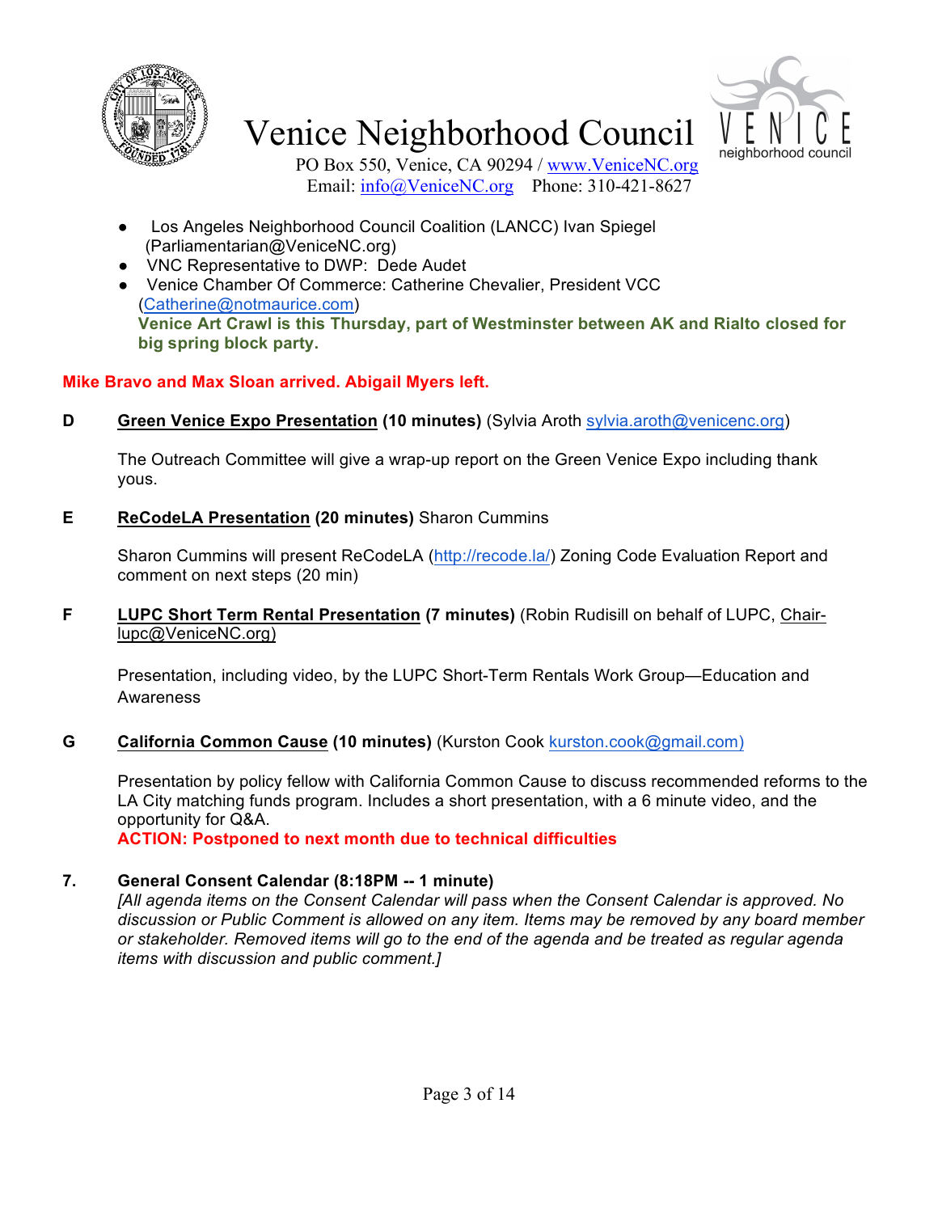- Los Angeles Neighborhood Council Coalition (LANCC) Ivan Spiegel (Parliamentarian@VeniceNC.org)
- VNC Representative to DWP: Dede Audet
- Venice Chamber Of Commerce: Catherine Chevalier, President VCC (Catherine@notmaurice.com)
  **Venice Art Crawl is this Thursday, part of Westminster between AK and Rialto closed for big spring block party.**

**Mike Bravo and Max Sloan arrived. Abigail Myers left.**

**D** **Green Venice Expo Presentation (10 minutes)** (Sylvia Aroth sylvia.aroth@venicenc.org)

The Outreach Committee will give a wrap-up report on the Green Venice Expo including thank yous.

**E** **ReCodeLA Presentation (20 minutes)** Sharon Cummins

Sharon Cummins will present ReCodeLA (http://recode.la/) Zoning Code Evaluation Report and comment on next steps (20 min)

**F** **LUPC Short Term Rental Presentation (7 minutes)** (Robin Rudisill on behalf of LUPC, Chair-lupc@VeniceNC.org)

Presentation, including video, by the LUPC Short-Term Rentals Work Group—Education and Awareness

**G** **California Common Cause (10 minutes)** (Kurston Cook kurston.cook@gmail.com)

Presentation by policy fellow with California Common Cause to discuss recommended reforms to the LA City matching funds program. Includes a short presentation, with a 6 minute video, and the opportunity for Q&A.
**ACTION: Postponed to next month due to technical difficulties**

**7. General Consent Calendar (8:18PM -- 1 minute)**
*[All agenda items on the Consent Calendar will pass when the Consent Calendar is approved. No discussion or Public Comment is allowed on any item. Items may be removed by any board member or stakeholder. Removed items will go to the end of the agenda and be treated as regular agenda items with discussion and public comment.]*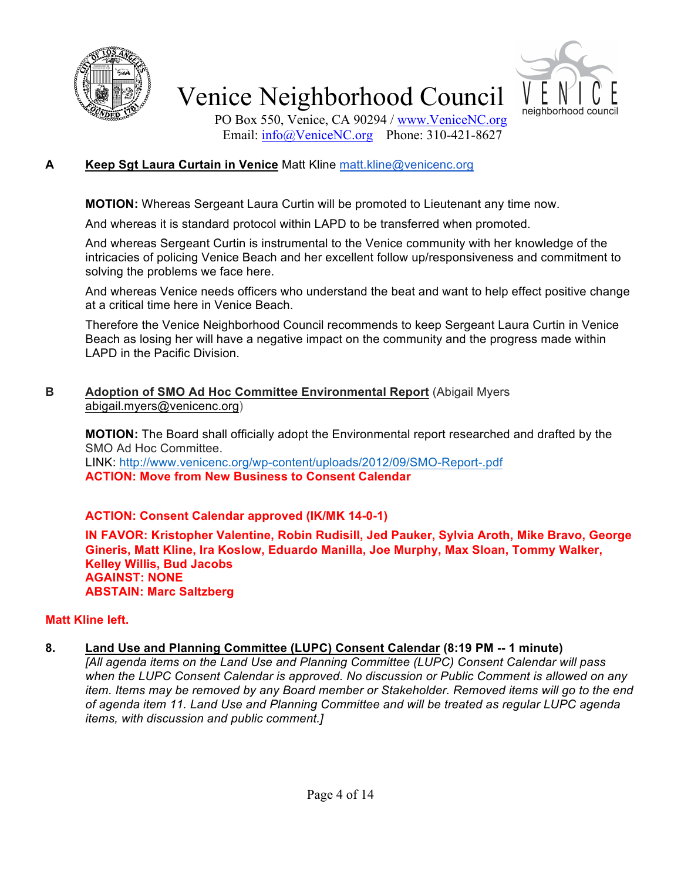# Venice Neighborhood Council

PO Box 550, Venice, CA 90294 / www.VeniceNC.org
Email: info@VeniceNC.org Phone: 310-421-8627

**A** **Keep Sgt Laura Curtain in Venice** Matt Kline matt.kline@venicenc.org

**MOTION:** Whereas Sergeant Laura Curtin will be promoted to Lieutenant any time now.

And whereas it is standard protocol within LAPD to be transferred when promoted.

And whereas Sergeant Curtin is instrumental to the Venice community with her knowledge of the intricacies of policing Venice Beach and her excellent follow up/responsiveness and commitment to solving the problems we face here.

And whereas Venice needs officers who understand the beat and want to help effect positive change at a critical time here in Venice Beach.

Therefore the Venice Neighborhood Council recommends to keep Sergeant Laura Curtin in Venice Beach as losing her will have a negative impact on the community and the progress made within LAPD in the Pacific Division.

**B** **Adoption of SMO Ad Hoc Committee Environmental Report** (Abigail Myers abigail.myers@venicenc.org)

**MOTION:** The Board shall officially adopt the Environmental report researched and drafted by the SMO Ad Hoc Committee.
LINK: http://www.venicenc.org/wp-content/uploads/2012/09/SMO-Report-.pdf
**ACTION: Move from New Business to Consent Calendar**

**ACTION: Consent Calendar approved (IK/MK 14-0-1)**

**IN FAVOR: Kristopher Valentine, Robin Rudisill, Jed Pauker, Sylvia Aroth, Mike Bravo, George Gineris, Matt Kline, Ira Koslow, Eduardo Manilla, Joe Murphy, Max Sloan, Tommy Walker, Kelley Willis, Bud Jacobs**
**AGAINST: NONE**
**ABSTAIN: Marc Saltzberg**

**Matt Kline left.**

**8.** **Land Use and Planning Committee (LUPC) Consent Calendar (8:19 PM -- 1 minute)**
*[All agenda items on the Land Use and Planning Committee (LUPC) Consent Calendar will pass when the LUPC Consent Calendar is approved. No discussion or Public Comment is allowed on any item. Items may be removed by any Board member or Stakeholder. Removed items will go to the end of agenda item 11. Land Use and Planning Committee and will be treated as regular LUPC agenda items, with discussion and public comment.]*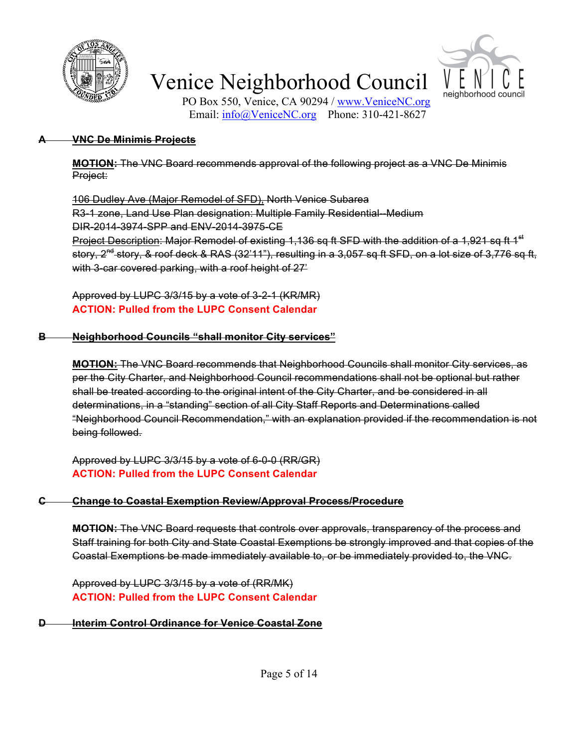# Venice Neighborhood Council

PO Box 550, Venice, CA 90294 / www.VeniceNC.org
Email: info@VeniceNC.org Phone: 310-421-8627

~~**A VNC De Minimis Projects**~~

~~**MOTION:** The VNC Board recommends approval of the following project as a VNC De Minimis Project:~~

~~106 Dudley Ave (Major Remodel of SFD), North Venice Subarea~~
~~R3-1 zone, Land Use Plan designation: Multiple Family Residential--Medium~~
~~DIR-2014-3974-SPP and ENV-2014-3975-CE~~
~~Project Description: Major Remodel of existing 1,136 sq ft SFD with the addition of a 1,921 sq ft 1st story, 2nd story, & roof deck & RAS (32'11"), resulting in a 3,057 sq ft SFD, on a lot size of 3,776 sq ft, with 3-car covered parking, with a roof height of 27'~~

~~Approved by LUPC 3/3/15 by a vote of 3-2-1 (KR/MR)~~
**ACTION: Pulled from the LUPC Consent Calendar**

~~**B Neighborhood Councils "shall monitor City services"**~~

~~**MOTION:** The VNC Board recommends that Neighborhood Councils shall monitor City services, as per the City Charter, and Neighborhood Council recommendations shall not be optional but rather shall be treated according to the original intent of the City Charter, and be considered in all determinations, in a "standing" section of all City Staff Reports and Determinations called "Neighborhood Council Recommendation," with an explanation provided if the recommendation is not being followed.~~

~~Approved by LUPC 3/3/15 by a vote of 6-0-0 (RR/GR)~~
**ACTION: Pulled from the LUPC Consent Calendar**

~~**C Change to Coastal Exemption Review/Approval Process/Procedure**~~

~~**MOTION:** The VNC Board requests that controls over approvals, transparency of the process and Staff training for both City and State Coastal Exemptions be strongly improved and that copies of the Coastal Exemptions be made immediately available to, or be immediately provided to, the VNC.~~

~~Approved by LUPC 3/3/15 by a vote of (RR/MK)~~
**ACTION: Pulled from the LUPC Consent Calendar**

~~**D Interim Control Ordinance for Venice Coastal Zone**~~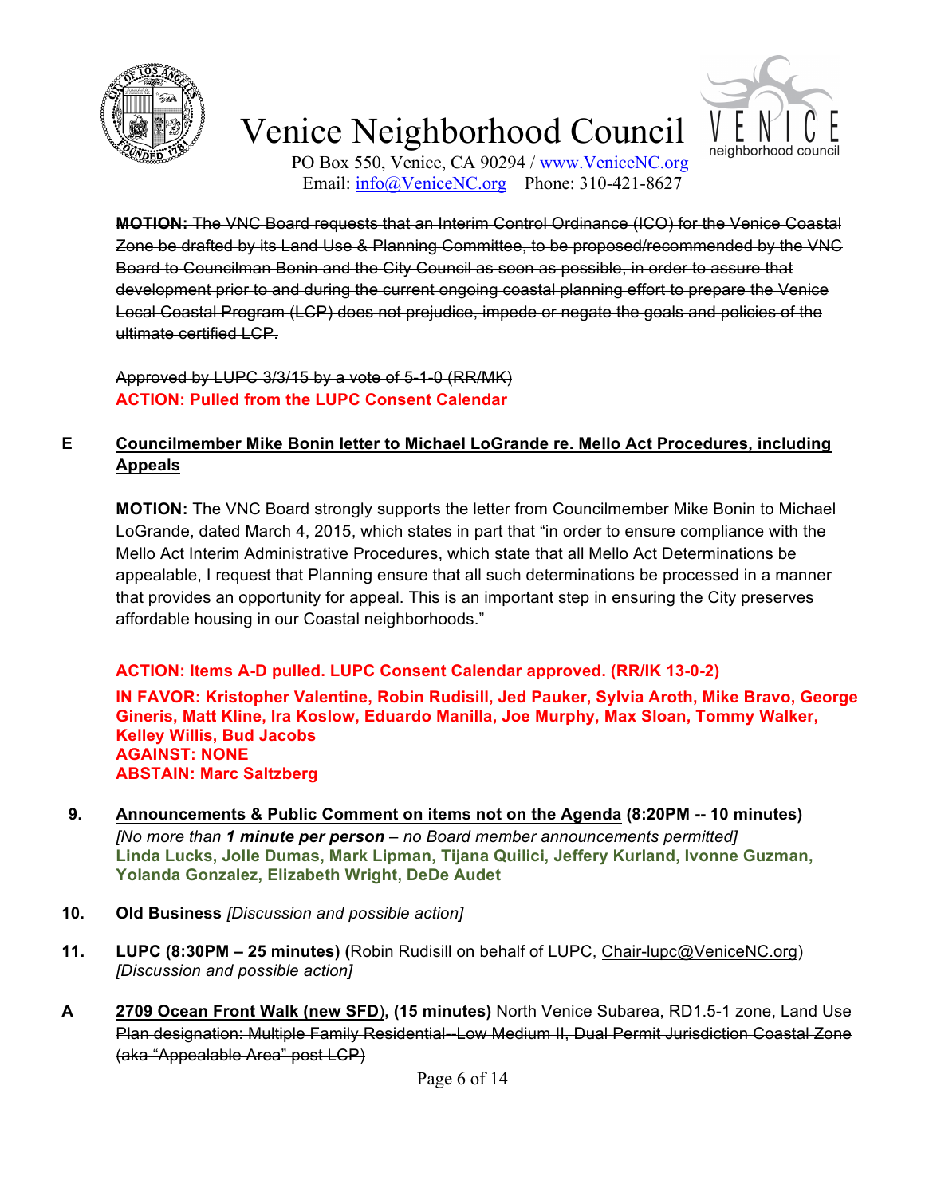~~**MOTION:** The VNC Board requests that an Interim Control Ordinance (ICO) for the Venice Coastal Zone be drafted by its Land Use & Planning Committee, to be proposed/recommended by the VNC Board to Councilman Bonin and the City Council as soon as possible, in order to assure that development prior to and during the current ongoing coastal planning effort to prepare the Venice Local Coastal Program (LCP) does not prejudice, impede or negate the goals and policies of the ultimate certified LCP.~~

~~Approved by LUPC 3/3/15 by a vote of 5-1-0 (RR/MK)~~

**ACTION: Pulled from the LUPC Consent Calendar**

**E** **Councilmember Mike Bonin letter to Michael LoGrande re. Mello Act Procedures, including Appeals**

**MOTION:** The VNC Board strongly supports the letter from Councilmember Mike Bonin to Michael LoGrande, dated March 4, 2015, which states in part that "in order to ensure compliance with the Mello Act Interim Administrative Procedures, which state that all Mello Act Determinations be appealable, I request that Planning ensure that all such determinations be processed in a manner that provides an opportunity for appeal. This is an important step in ensuring the City preserves affordable housing in our Coastal neighborhoods."

**ACTION: Items A-D pulled. LUPC Consent Calendar approved. (RR/IK 13-0-2)**

**IN FAVOR: Kristopher Valentine, Robin Rudisill, Jed Pauker, Sylvia Aroth, Mike Bravo, George Gineris, Matt Kline, Ira Koslow, Eduardo Manilla, Joe Murphy, Max Sloan, Tommy Walker, Kelley Willis, Bud Jacobs**
**AGAINST: NONE**
**ABSTAIN: Marc Saltzberg**

**9.** **Announcements & Public Comment on items not on the Agenda (8:20PM -- 10 minutes)**
*[No more than **1 minute per person** – no Board member announcements permitted]*
**Linda Lucks, Jolle Dumas, Mark Lipman, Tijana Quilici, Jeffery Kurland, Ivonne Guzman, Yolanda Gonzalez, Elizabeth Wright, DeDe Audet**

**10.** **Old Business** *[Discussion and possible action]*

**11.** **LUPC (8:30PM – 25 minutes) (**Robin Rudisill on behalf of LUPC, Chair-lupc@VeniceNC.org)
*[Discussion and possible action]*

~~**A** **2709 Ocean Front Walk (new SFD), (15 minutes)** North Venice Subarea, RD1.5-1 zone, Land Use Plan designation: Multiple Family Residential--Low Medium II, Dual Permit Jurisdiction Coastal Zone (aka "Appealable Area" post LCP)~~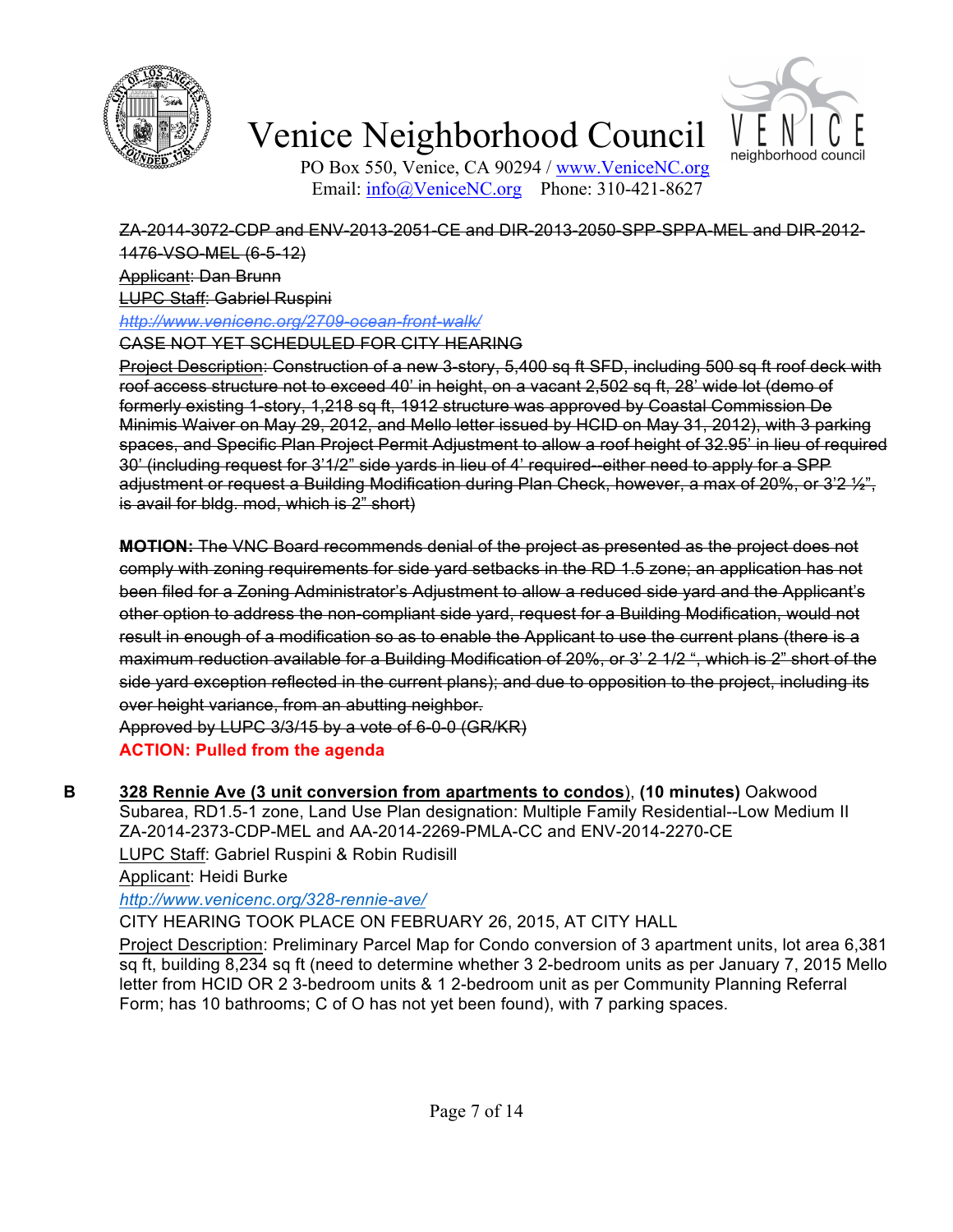# Venice Neighborhood Council

PO Box 550, Venice, CA 90294 / www.VeniceNC.org
Email: info@VeniceNC.org Phone: 310-421-8627

~~ZA-2014-3072-CDP and ENV-2013-2051-CE and DIR-2013-2050-SPP-SPPA-MEL and DIR-2012-1476-VSO-MEL (6-5-12)~~

~~Applicant: Dan Brunn~~

~~LUPC Staff: Gabriel Ruspini~~

~~*http://www.venicenc.org/2709-ocean-front-walk/*~~

~~CASE NOT YET SCHEDULED FOR CITY HEARING~~

~~Project Description: Construction of a new 3-story, 5,400 sq ft SFD, including 500 sq ft roof deck with roof access structure not to exceed 40' in height, on a vacant 2,502 sq ft, 28' wide lot (demo of formerly existing 1-story, 1,218 sq ft, 1912 structure was approved by Coastal Commission De Minimis Waiver on May 29, 2012, and Mello letter issued by HCID on May 31, 2012), with 3 parking spaces, and Specific Plan Project Permit Adjustment to allow a roof height of 32.95' in lieu of required 30' (including request for 3'1/2" side yards in lieu of 4' required--either need to apply for a SPP adjustment or request a Building Modification during Plan Check, however, a max of 20%, or 3'2 ½", is avail for bldg. mod, which is 2" short)~~

~~**MOTION:** The VNC Board recommends denial of the project as presented as the project does not comply with zoning requirements for side yard setbacks in the RD 1.5 zone; an application has not been filed for a Zoning Administrator's Adjustment to allow a reduced side yard and the Applicant's other option to address the non-compliant side yard, request for a Building Modification, would not result in enough of a modification so as to enable the Applicant to use the current plans (there is a maximum reduction available for a Building Modification of 20%, or 3' 2 1/2 ", which is 2" short of the side yard exception reflected in the current plans); and due to opposition to the project, including its over height variance, from an abutting neighbor.~~

~~Approved by LUPC 3/3/15 by a vote of 6-0-0 (GR/KR)~~

**ACTION: Pulled from the agenda**

**B** **328 Rennie Ave (3 unit conversion from apartments to condos)**, **(10 minutes)** Oakwood Subarea, RD1.5-1 zone, Land Use Plan designation: Multiple Family Residential--Low Medium II ZA-2014-2373-CDP-MEL and AA-2014-2269-PMLA-CC and ENV-2014-2270-CE

LUPC Staff: Gabriel Ruspini & Robin Rudisill

Applicant: Heidi Burke

*http://www.venicenc.org/328-rennie-ave/*

CITY HEARING TOOK PLACE ON FEBRUARY 26, 2015, AT CITY HALL

Project Description: Preliminary Parcel Map for Condo conversion of 3 apartment units, lot area 6,381 sq ft, building 8,234 sq ft (need to determine whether 3 2-bedroom units as per January 7, 2015 Mello letter from HCID OR 2 3-bedroom units & 1 2-bedroom unit as per Community Planning Referral Form; has 10 bathrooms; C of O has not yet been found), with 7 parking spaces.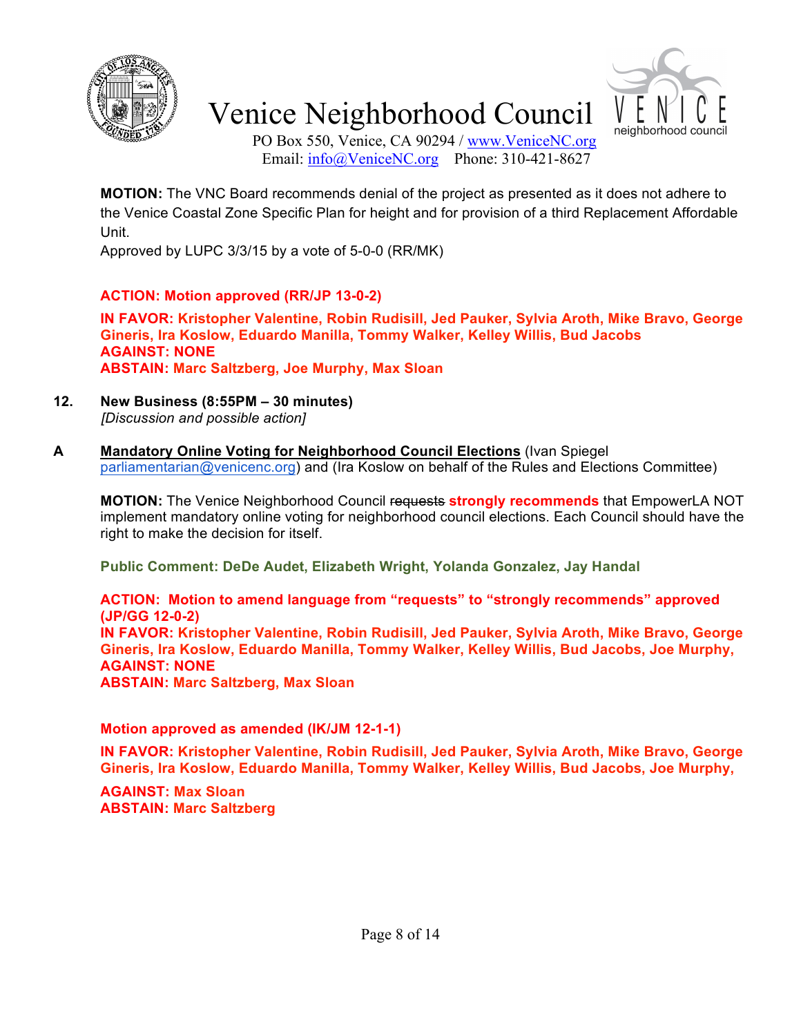# Venice Neighborhood Council

PO Box 550, Venice, CA 90294 / www.VeniceNC.org
Email: info@VeniceNC.org Phone: 310-421-8627

**MOTION:** The VNC Board recommends denial of the project as presented as it does not adhere to the Venice Coastal Zone Specific Plan for height and for provision of a third Replacement Affordable Unit.
Approved by LUPC 3/3/15 by a vote of 5-0-0 (RR/MK)

**ACTION: Motion approved (RR/JP 13-0-2)**

**IN FAVOR: Kristopher Valentine, Robin Rudisill, Jed Pauker, Sylvia Aroth, Mike Bravo, George Gineris, Ira Koslow, Eduardo Manilla, Tommy Walker, Kelley Willis, Bud Jacobs**
**AGAINST: NONE**
**ABSTAIN: Marc Saltzberg, Joe Murphy, Max Sloan**

**12. New Business (8:55PM – 30 minutes)**
*[Discussion and possible action]*

**A** <u>**Mandatory Online Voting for Neighborhood Council Elections**</u> (Ivan Spiegel parliamentarian@venicenc.org) and (Ira Koslow on behalf of the Rules and Elections Committee)

**MOTION:** The Venice Neighborhood Council ~~requests~~ **strongly recommends** that EmpowerLA NOT implement mandatory online voting for neighborhood council elections. Each Council should have the right to make the decision for itself.

**Public Comment: DeDe Audet, Elizabeth Wright, Yolanda Gonzalez, Jay Handal**

**ACTION: Motion to amend language from "requests" to "strongly recommends" approved (JP/GG 12-0-2)**
**IN FAVOR: Kristopher Valentine, Robin Rudisill, Jed Pauker, Sylvia Aroth, Mike Bravo, George Gineris, Ira Koslow, Eduardo Manilla, Tommy Walker, Kelley Willis, Bud Jacobs, Joe Murphy,**
**AGAINST: NONE**
**ABSTAIN: Marc Saltzberg, Max Sloan**

**Motion approved as amended (IK/JM 12-1-1)**

**IN FAVOR: Kristopher Valentine, Robin Rudisill, Jed Pauker, Sylvia Aroth, Mike Bravo, George Gineris, Ira Koslow, Eduardo Manilla, Tommy Walker, Kelley Willis, Bud Jacobs, Joe Murphy,**

**AGAINST: Max Sloan**
**ABSTAIN: Marc Saltzberg**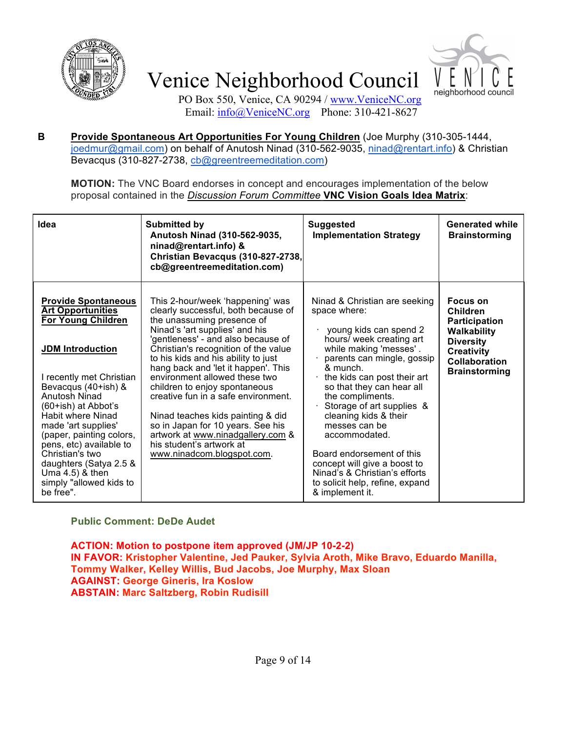# Venice Neighborhood Council

PO Box 550, Venice, CA 90294 / www.VeniceNC.org
Email: info@VeniceNC.org Phone: 310-421-8627

**B** **Provide Spontaneous Art Opportunities For Young Children** (Joe Murphy (310-305-1444, joedmur@gmail.com) on behalf of Anutosh Ninad (310-562-9035, ninad@rentart.info) & Christian Bevacqus (310-827-2738, cb@greentreemeditation.com)

**MOTION:** The VNC Board endorses in concept and encourages implementation of the below proposal contained in the *Discussion Forum Committee* **VNC Vision Goals Idea Matrix**:

| Idea | Submitted by Anutosh Ninad (310-562-9035, ninad@rentart.info) & Christian Bevacqus (310-827-2738, cb@greentreemeditation.com) | Suggested Implementation Strategy | Generated while Brainstorming |
|---|---|---|---|
| **Provide Spontaneous Art Opportunities For Young Children**<br><br>**JDM Introduction**<br><br>I recently met Christian Bevacqus (40+ish) & Anutosh Ninad (60+ish) at Abbot's Habit where Ninad made 'art supplies' (paper, painting colors, pens, etc) available to Christian's two daughters (Satya 2.5 & Uma 4.5) & then simply "allowed kids to be free". | This 2-hour/week 'happening' was clearly successful, both because of the unassuming presence of Ninad's 'art supplies' and his 'gentleness' - and also because of Christian's recognition of the value to his kids and his ability to just hang back and 'let it happen'. This environment allowed these two children to enjoy spontaneous creative fun in a safe environment.<br><br>Ninad teaches kids painting & did so in Japan for 10 years. See his artwork at www.ninadgallery.com & his student's artwork at www.ninadcom.blogspot.com. | Ninad & Christian are seeking space where:<br>· young kids can spend 2 hours/ week creating art while making 'messes' .<br>· parents can mingle, gossip & munch.<br>· the kids can post their art so that they can hear all the compliments.<br>· Storage of art supplies & cleaning kids & their messes can be accommodated.<br><br>Board endorsement of this concept will give a boost to Ninad's & Christian's efforts to solicit help, refine, expand & implement it. | **Focus on Children Participation Walkability Diversity Creativity Collaboration Brainstorming** |

**Public Comment: DeDe Audet**

**ACTION: Motion to postpone item approved (JM/JP 10-2-2)**
**IN FAVOR: Kristopher Valentine, Jed Pauker, Sylvia Aroth, Mike Bravo, Eduardo Manilla, Tommy Walker, Kelley Willis, Bud Jacobs, Joe Murphy, Max Sloan**
**AGAINST: George Gineris, Ira Koslow**
**ABSTAIN: Marc Saltzberg, Robin Rudisill**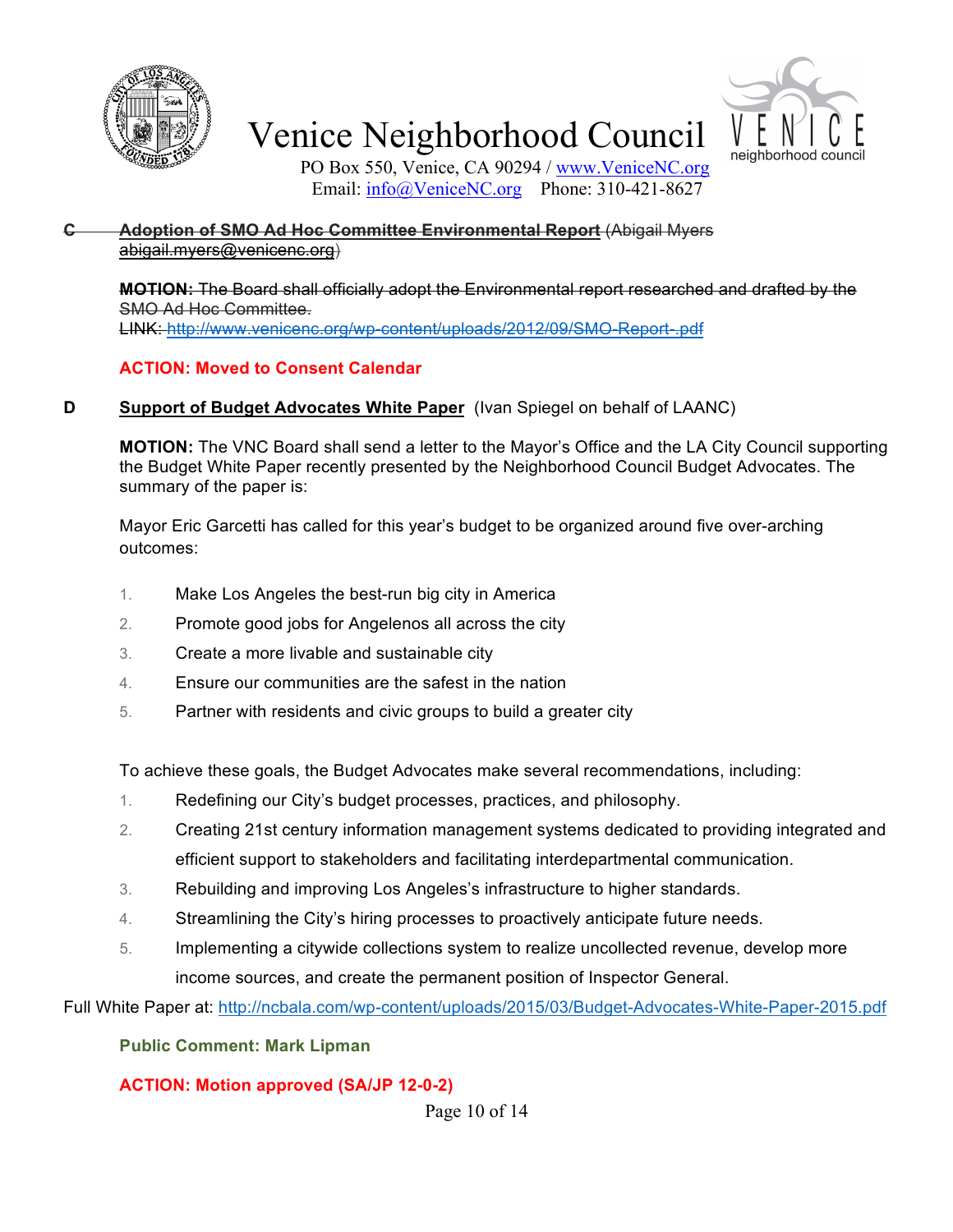# Venice Neighborhood Council

PO Box 550, Venice, CA 90294 / www.VeniceNC.org
Email: info@VeniceNC.org    Phone: 310-421-8627

~~**C** **Adoption of SMO Ad Hoc Committee Environmental Report** (Abigail Myers abigail.myers@venicenc.org)~~

~~**MOTION:** The Board shall officially adopt the Environmental report researched and drafted by the SMO Ad Hoc Committee.~~
~~LINK: http://www.venicenc.org/wp-content/uploads/2012/09/SMO-Report-.pdf~~

**ACTION: Moved to Consent Calendar**

**D** **Support of Budget Advocates White Paper** (Ivan Spiegel on behalf of LAANC)

**MOTION:** The VNC Board shall send a letter to the Mayor's Office and the LA City Council supporting the Budget White Paper recently presented by the Neighborhood Council Budget Advocates. The summary of the paper is:

Mayor Eric Garcetti has called for this year's budget to be organized around five over-arching outcomes:

1. Make Los Angeles the best-run big city in America
2. Promote good jobs for Angelenos all across the city
3. Create a more livable and sustainable city
4. Ensure our communities are the safest in the nation
5. Partner with residents and civic groups to build a greater city

To achieve these goals, the Budget Advocates make several recommendations, including:

1. Redefining our City's budget processes, practices, and philosophy.
2. Creating 21st century information management systems dedicated to providing integrated and efficient support to stakeholders and facilitating interdepartmental communication.
3. Rebuilding and improving Los Angeles's infrastructure to higher standards.
4. Streamlining the City's hiring processes to proactively anticipate future needs.
5. Implementing a citywide collections system to realize uncollected revenue, develop more income sources, and create the permanent position of Inspector General.

Full White Paper at: http://ncbala.com/wp-content/uploads/2015/03/Budget-Advocates-White-Paper-2015.pdf

**Public Comment: Mark Lipman**

**ACTION: Motion approved (SA/JP 12-0-2)**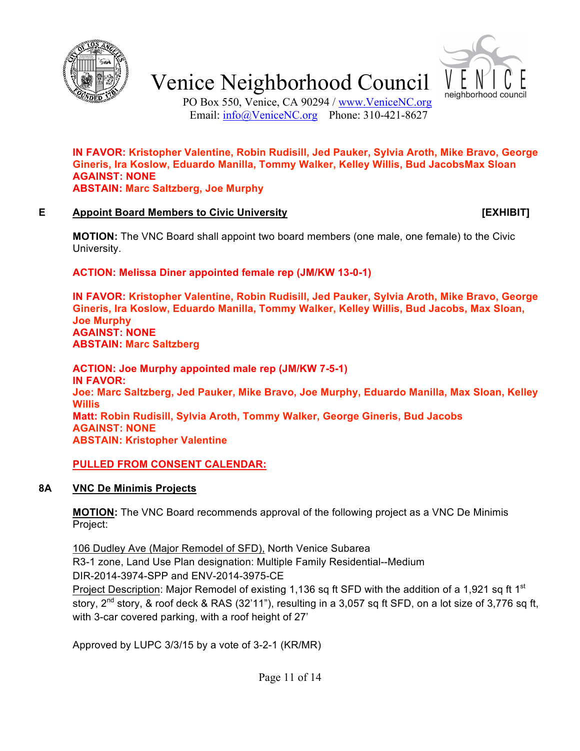**IN FAVOR: Kristopher Valentine, Robin Rudisill, Jed Pauker, Sylvia Aroth, Mike Bravo, George Gineris, Ira Koslow, Eduardo Manilla, Tommy Walker, Kelley Willis, Bud JacobsMax Sloan**
**AGAINST: NONE**
**ABSTAIN: Marc Saltzberg, Joe Murphy**

**E** **Appoint Board Members to Civic University** **[EXHIBIT]**

**MOTION:** The VNC Board shall appoint two board members (one male, one female) to the Civic University.

**ACTION: Melissa Diner appointed female rep (JM/KW 13-0-1)**

**IN FAVOR: Kristopher Valentine, Robin Rudisill, Jed Pauker, Sylvia Aroth, Mike Bravo, George Gineris, Ira Koslow, Eduardo Manilla, Tommy Walker, Kelley Willis, Bud Jacobs, Max Sloan, Joe Murphy**
**AGAINST: NONE**
**ABSTAIN: Marc Saltzberg**

**ACTION: Joe Murphy appointed male rep (JM/KW 7-5-1)**
**IN FAVOR:**
**Joe: Marc Saltzberg, Jed Pauker, Mike Bravo, Joe Murphy, Eduardo Manilla, Max Sloan, Kelley Willis**
**Matt: Robin Rudisill, Sylvia Aroth, Tommy Walker, George Gineris, Bud Jacobs**
**AGAINST: NONE**
**ABSTAIN: Kristopher Valentine**

**PULLED FROM CONSENT CALENDAR:**

**8A** **VNC De Minimis Projects**

**MOTION:** The VNC Board recommends approval of the following project as a VNC De Minimis Project:

106 Dudley Ave (Major Remodel of SFD), North Venice Subarea
R3-1 zone, Land Use Plan designation: Multiple Family Residential--Medium
DIR-2014-3974-SPP and ENV-2014-3975-CE
Project Description: Major Remodel of existing 1,136 sq ft SFD with the addition of a 1,921 sq ft 1st story, 2nd story, & roof deck & RAS (32'11"), resulting in a 3,057 sq ft SFD, on a lot size of 3,776 sq ft, with 3-car covered parking, with a roof height of 27'

Approved by LUPC 3/3/15 by a vote of 3-2-1 (KR/MR)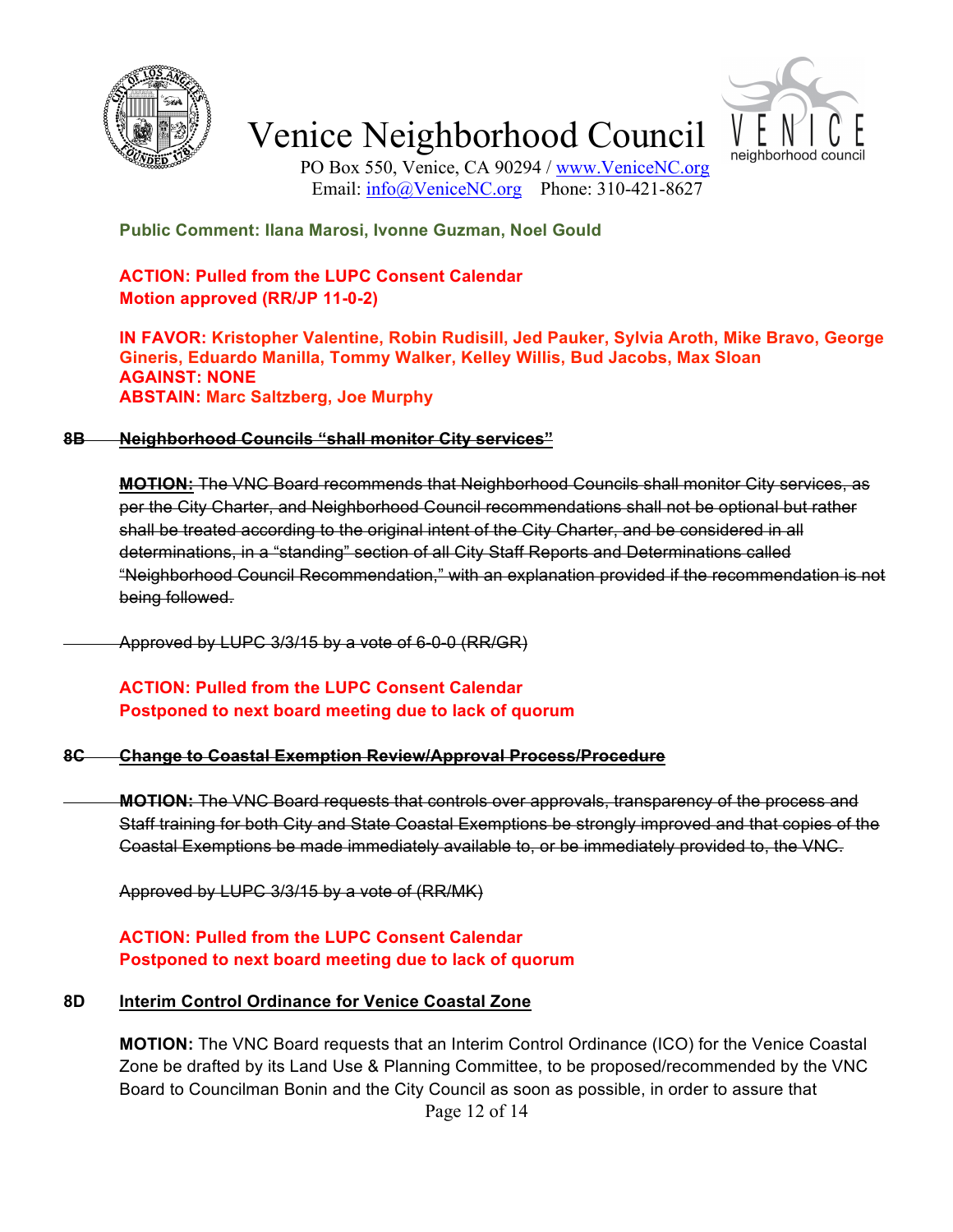Public Comment: Ilana Marosi, Ivonne Guzman, Noel Gould

**ACTION: Pulled from the LUPC Consent Calendar**
**Motion approved (RR/JP 11-0-2)**

**IN FAVOR: Kristopher Valentine, Robin Rudisill, Jed Pauker, Sylvia Aroth, Mike Bravo, George Gineris, Eduardo Manilla, Tommy Walker, Kelley Willis, Bud Jacobs, Max Sloan**
**AGAINST: NONE**
**ABSTAIN: Marc Saltzberg, Joe Murphy**

### ~~8B Neighborhood Councils "shall monitor City services"~~

~~**MOTION:** The VNC Board recommends that Neighborhood Councils shall monitor City services, as per the City Charter, and Neighborhood Council recommendations shall not be optional but rather shall be treated according to the original intent of the City Charter, and be considered in all determinations, in a "standing" section of all City Staff Reports and Determinations called "Neighborhood Council Recommendation," with an explanation provided if the recommendation is not being followed.~~

~~Approved by LUPC 3/3/15 by a vote of 6-0-0 (RR/GR)~~

**ACTION: Pulled from the LUPC Consent Calendar**
**Postponed to next board meeting due to lack of quorum**

### ~~8C Change to Coastal Exemption Review/Approval Process/Procedure~~

~~**MOTION:** The VNC Board requests that controls over approvals, transparency of the process and Staff training for both City and State Coastal Exemptions be strongly improved and that copies of the Coastal Exemptions be made immediately available to, or be immediately provided to, the VNC.~~

~~Approved by LUPC 3/3/15 by a vote of (RR/MK)~~

**ACTION: Pulled from the LUPC Consent Calendar**
**Postponed to next board meeting due to lack of quorum**

### 8D Interim Control Ordinance for Venice Coastal Zone

**MOTION:** The VNC Board requests that an Interim Control Ordinance (ICO) for the Venice Coastal Zone be drafted by its Land Use & Planning Committee, to be proposed/recommended by the VNC Board to Councilman Bonin and the City Council as soon as possible, in order to assure that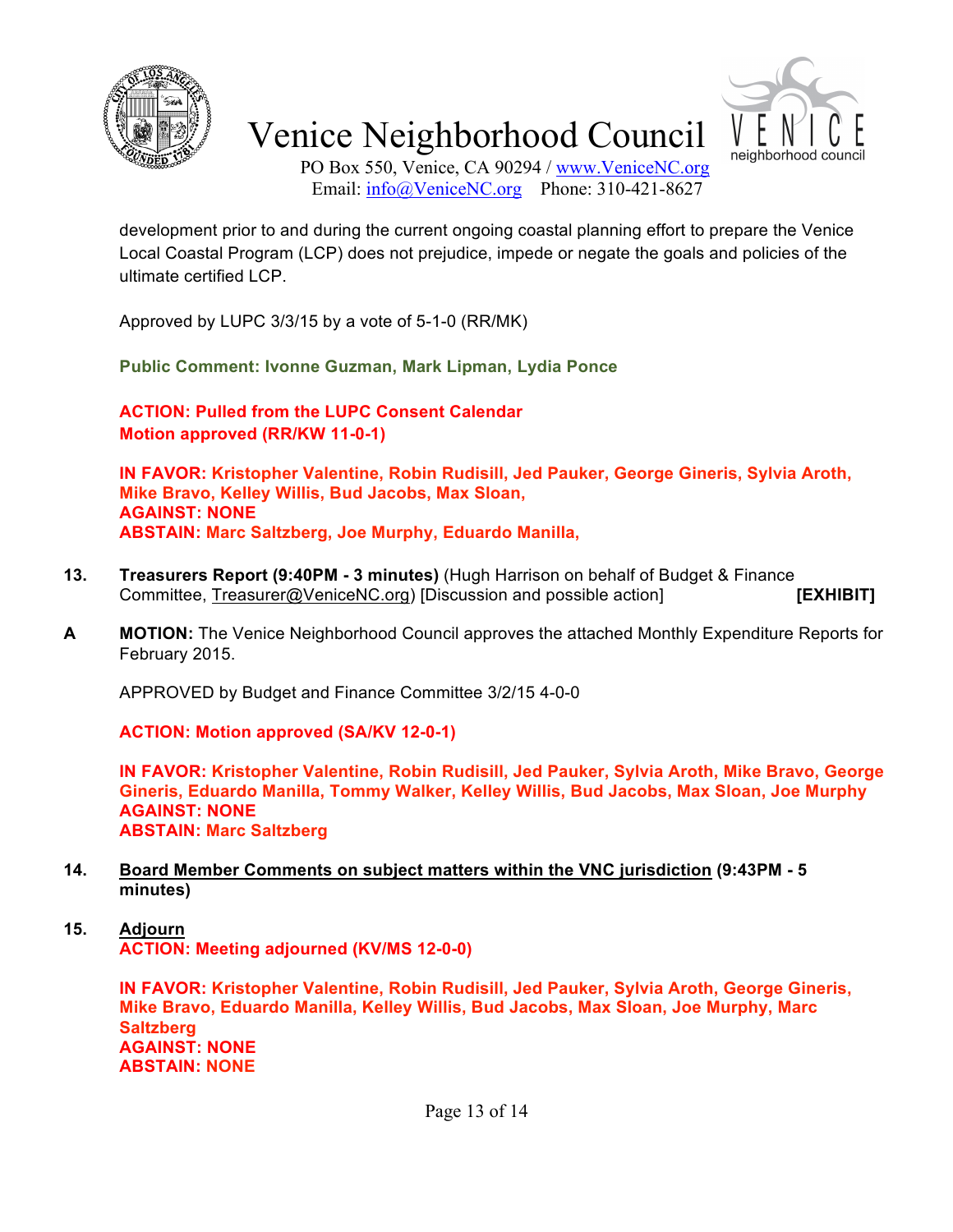development prior to and during the current ongoing coastal planning effort to prepare the Venice Local Coastal Program (LCP) does not prejudice, impede or negate the goals and policies of the ultimate certified LCP.

Approved by LUPC 3/3/15 by a vote of 5-1-0 (RR/MK)

**Public Comment: Ivonne Guzman, Mark Lipman, Lydia Ponce**

**ACTION: Pulled from the LUPC Consent Calendar**
**Motion approved (RR/KW 11-0-1)**

**IN FAVOR: Kristopher Valentine, Robin Rudisill, Jed Pauker, George Gineris, Sylvia Aroth, Mike Bravo, Kelley Willis, Bud Jacobs, Max Sloan,**
**AGAINST: NONE**
**ABSTAIN: Marc Saltzberg, Joe Murphy, Eduardo Manilla,**

**13.** **Treasurers Report (9:40PM - 3 minutes)** (Hugh Harrison on behalf of Budget & Finance Committee, Treasurer@VeniceNC.org) [Discussion and possible action] **[EXHIBIT]**

**A** **MOTION:** The Venice Neighborhood Council approves the attached Monthly Expenditure Reports for February 2015.

APPROVED by Budget and Finance Committee 3/2/15 4-0-0

**ACTION: Motion approved (SA/KV 12-0-1)**

**IN FAVOR: Kristopher Valentine, Robin Rudisill, Jed Pauker, Sylvia Aroth, Mike Bravo, George Gineris, Eduardo Manilla, Tommy Walker, Kelley Willis, Bud Jacobs, Max Sloan, Joe Murphy**
**AGAINST: NONE**
**ABSTAIN: Marc Saltzberg**

**14.** **Board Member Comments on subject matters within the VNC jurisdiction (9:43PM - 5 minutes)**

**15.** **Adjourn**
**ACTION: Meeting adjourned (KV/MS 12-0-0)**

**IN FAVOR: Kristopher Valentine, Robin Rudisill, Jed Pauker, Sylvia Aroth, George Gineris, Mike Bravo, Eduardo Manilla, Kelley Willis, Bud Jacobs, Max Sloan, Joe Murphy, Marc Saltzberg**
**AGAINST: NONE**
**ABSTAIN: NONE**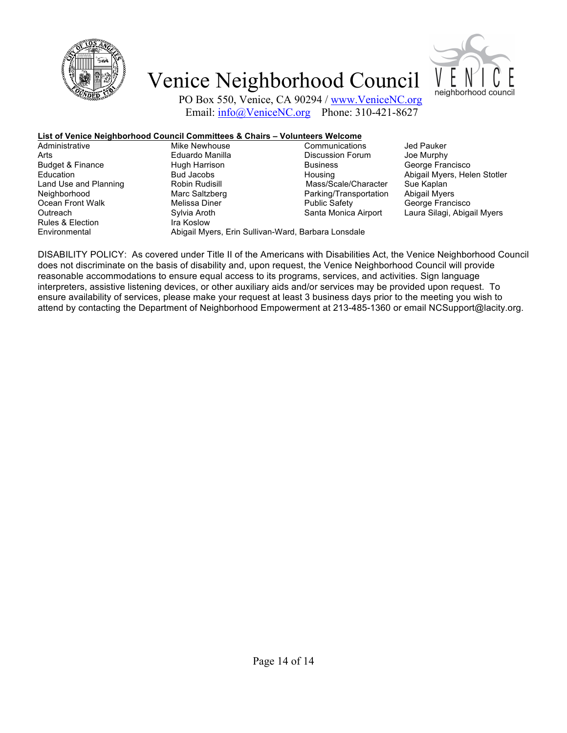# Venice Neighborhood Council

PO Box 550, Venice, CA 90294 / www.VeniceNC.org
Email: info@VeniceNC.org Phone: 310-421-8627

**List of Venice Neighborhood Council Committees & Chairs – Volunteers Welcome**

| | | | |
|---|---|---|---|
| Administrative | Mike Newhouse | Communications | Jed Pauker |
| Arts | Eduardo Manilla | Discussion Forum | Joe Murphy |
| Budget & Finance | Hugh Harrison | Business | George Francisco |
| Education | Bud Jacobs | Housing | Abigail Myers, Helen Stotler |
| Land Use and Planning | Robin Rudisill | Mass/Scale/Character | Sue Kaplan |
| Neighborhood | Marc Saltzberg | Parking/Transportation | Abigail Myers |
| Ocean Front Walk | Melissa Diner | Public Safety | George Francisco |
| Outreach | Sylvia Aroth | Santa Monica Airport | Laura Silagi, Abigail Myers |
| Rules & Election | Ira Koslow | | |
| Environmental | Abigail Myers, Erin Sullivan-Ward, Barbara Lonsdale | | |

DISABILITY POLICY: As covered under Title II of the Americans with Disabilities Act, the Venice Neighborhood Council does not discriminate on the basis of disability and, upon request, the Venice Neighborhood Council will provide reasonable accommodations to ensure equal access to its programs, services, and activities. Sign language interpreters, assistive listening devices, or other auxiliary aids and/or services may be provided upon request. To ensure availability of services, please make your request at least 3 business days prior to the meeting you wish to attend by contacting the Department of Neighborhood Empowerment at 213-485-1360 or email NCSupport@lacity.org.